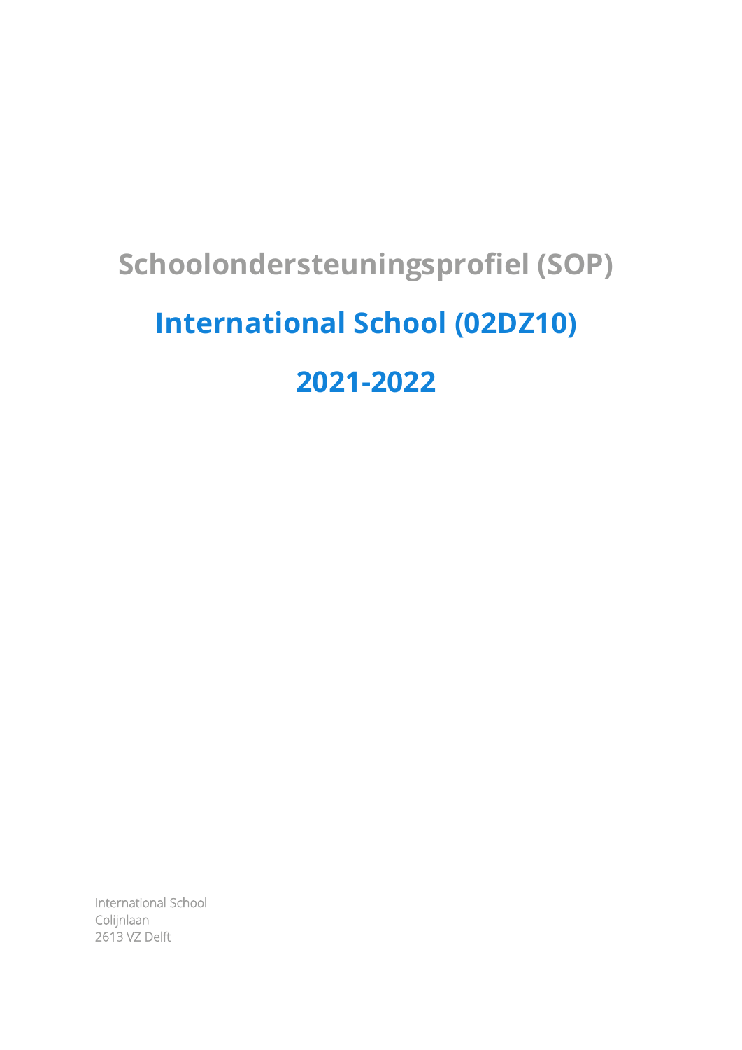# Schoolondersteuningsprofiel (SOP)

# International School (02DZ10)

# 2021-2022

International School
Colijnlaan
2613 VZ Delft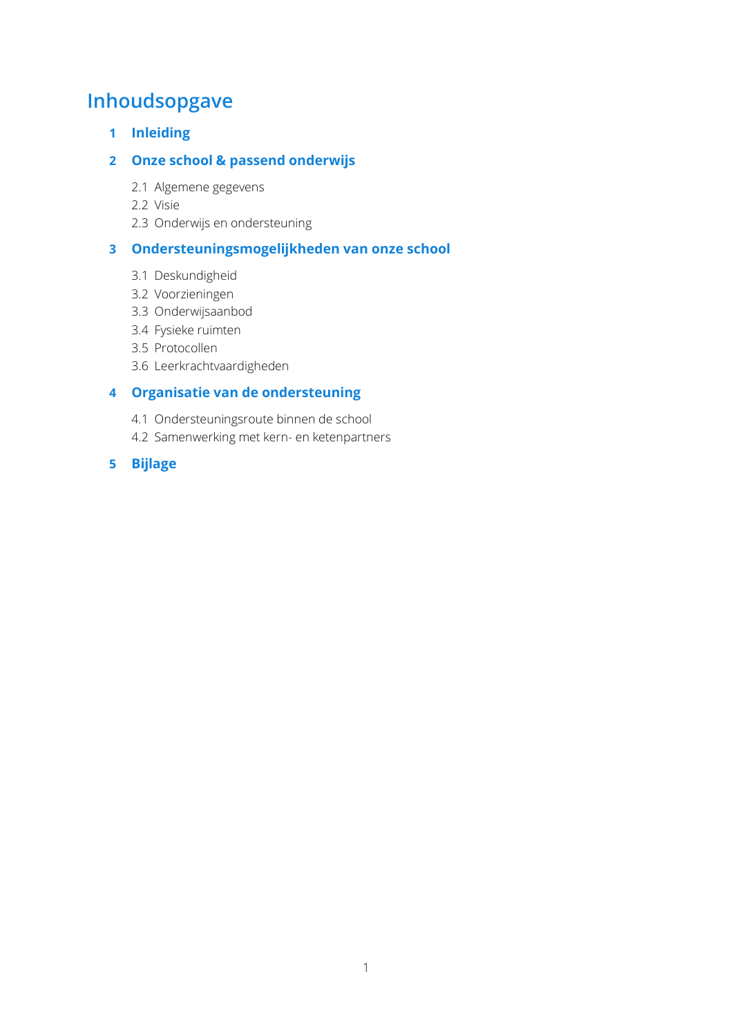# Inhoudsopgave

**1 Inleiding**

**2 Onze school & passend onderwijs**

- 2.1 Algemene gegevens
- 2.2 Visie
- 2.3 Onderwijs en ondersteuning

**3 Ondersteuningsmogelijkheden van onze school**

- 3.1 Deskundigheid
- 3.2 Voorzieningen
- 3.3 Onderwijsaanbod
- 3.4 Fysieke ruimten
- 3.5 Protocollen
- 3.6 Leerkrachtvaardigheden

**4 Organisatie van de ondersteuning**

- 4.1 Ondersteuningsroute binnen de school
- 4.2 Samenwerking met kern- en ketenpartners

**5 Bijlage**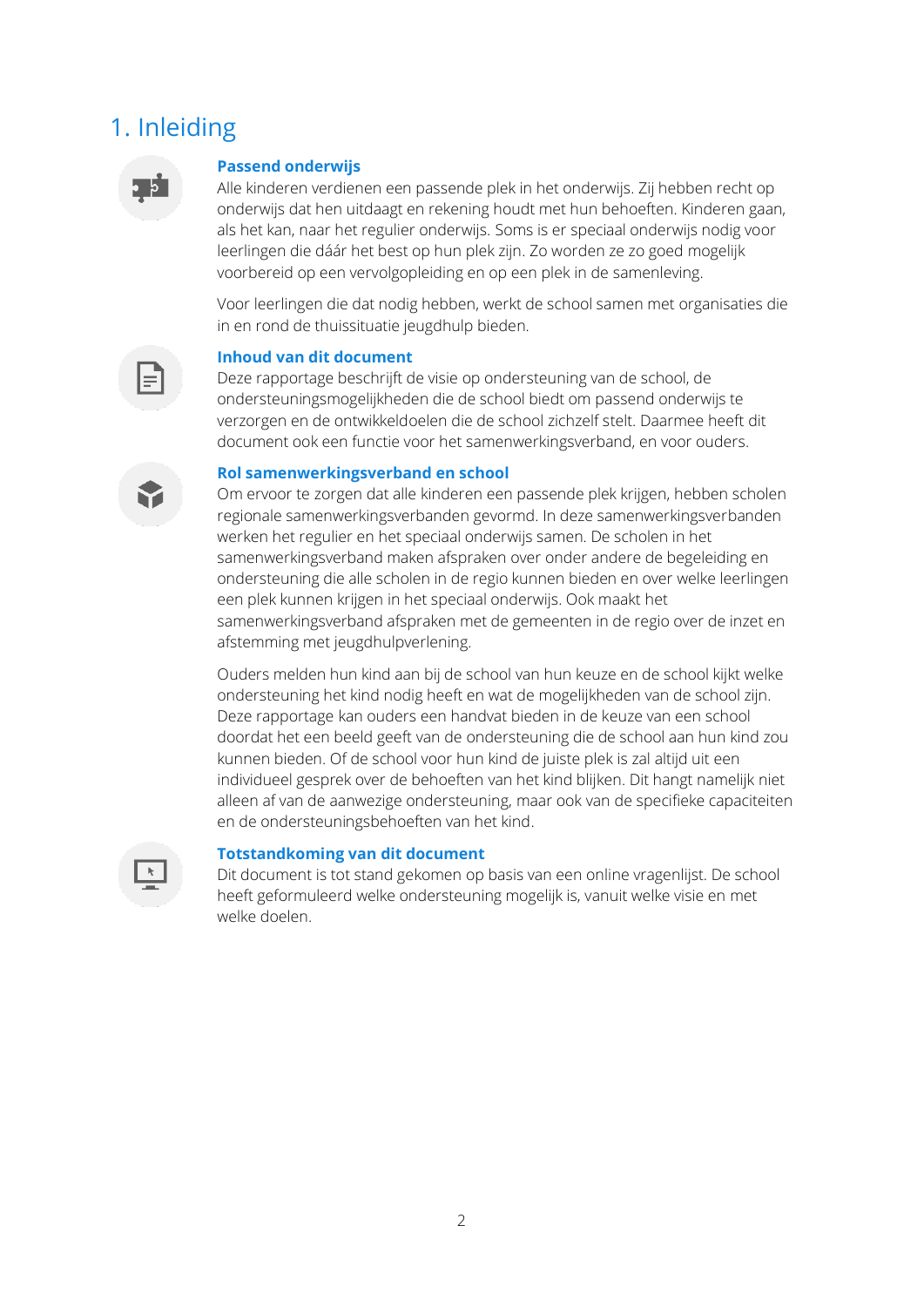# 1. Inleiding

### Passend onderwijs

Alle kinderen verdienen een passende plek in het onderwijs. Zij hebben recht op onderwijs dat hen uitdaagt en rekening houdt met hun behoeften. Kinderen gaan, als het kan, naar het regulier onderwijs. Soms is er speciaal onderwijs nodig voor leerlingen die dáár het best op hun plek zijn. Zo worden ze zo goed mogelijk voorbereid op een vervolgopleiding en op een plek in de samenleving.

Voor leerlingen die dat nodig hebben, werkt de school samen met organisaties die in en rond de thuissituatie jeugdhulp bieden.

### Inhoud van dit document

Deze rapportage beschrijft de visie op ondersteuning van de school, de ondersteuningsmogelijkheden die de school biedt om passend onderwijs te verzorgen en de ontwikkeldoelen die de school zichzelf stelt. Daarmee heeft dit document ook een functie voor het samenwerkingsverband, en voor ouders.

### Rol samenwerkingsverband en school

Om ervoor te zorgen dat alle kinderen een passende plek krijgen, hebben scholen regionale samenwerkingsverbanden gevormd. In deze samenwerkingsverbanden werken het regulier en het speciaal onderwijs samen. De scholen in het samenwerkingsverband maken afspraken over onder andere de begeleiding en ondersteuning die alle scholen in de regio kunnen bieden en over welke leerlingen een plek kunnen krijgen in het speciaal onderwijs. Ook maakt het samenwerkingsverband afspraken met de gemeenten in de regio over de inzet en afstemming met jeugdhulpverlening.

Ouders melden hun kind aan bij de school van hun keuze en de school kijkt welke ondersteuning het kind nodig heeft en wat de mogelijkheden van de school zijn. Deze rapportage kan ouders een handvat bieden in de keuze van een school doordat het een beeld geeft van de ondersteuning die de school aan hun kind zou kunnen bieden. Of de school voor hun kind de juiste plek is zal altijd uit een individueel gesprek over de behoeften van het kind blijken. Dit hangt namelijk niet alleen af van de aanwezige ondersteuning, maar ook van de specifieke capaciteiten en de ondersteuningsbehoeften van het kind.

### Totstandkoming van dit document

Dit document is tot stand gekomen op basis van een online vragenlijst. De school heeft geformuleerd welke ondersteuning mogelijk is, vanuit welke visie en met welke doelen.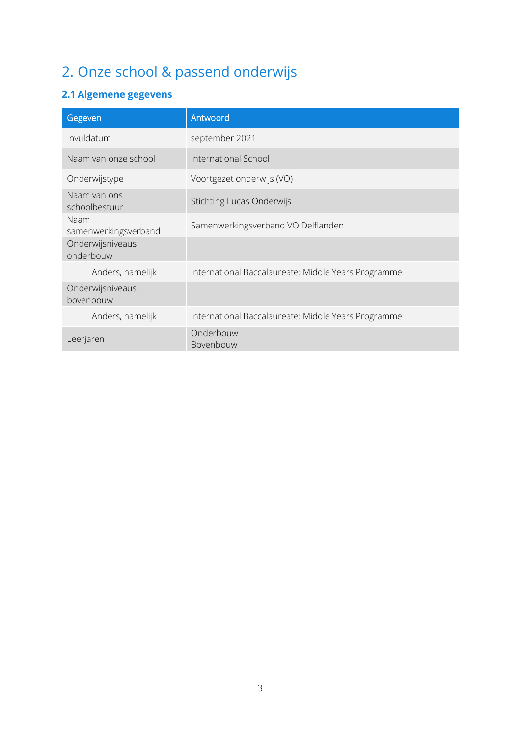# 2. Onze school & passend onderwijs

## 2.1 Algemene gegevens

| Gegeven | Antwoord |
|---|---|
| Invuldatum | september 2021 |
| Naam van onze school | International School |
| Onderwijstype | Voortgezet onderwijs (VO) |
| Naam van ons schoolbestuur | Stichting Lucas Onderwijs |
| Naam samenwerkingsverband | Samenwerkingsverband VO Delflanden |
| Onderwijsniveaus onderbouw | |
| Anders, namelijk | International Baccalaureate: Middle Years Programme |
| Onderwijsniveaus bovenbouw | |
| Anders, namelijk | International Baccalaureate: Middle Years Programme |
| Leerjaren | Onderbouw<br>Bovenbouw |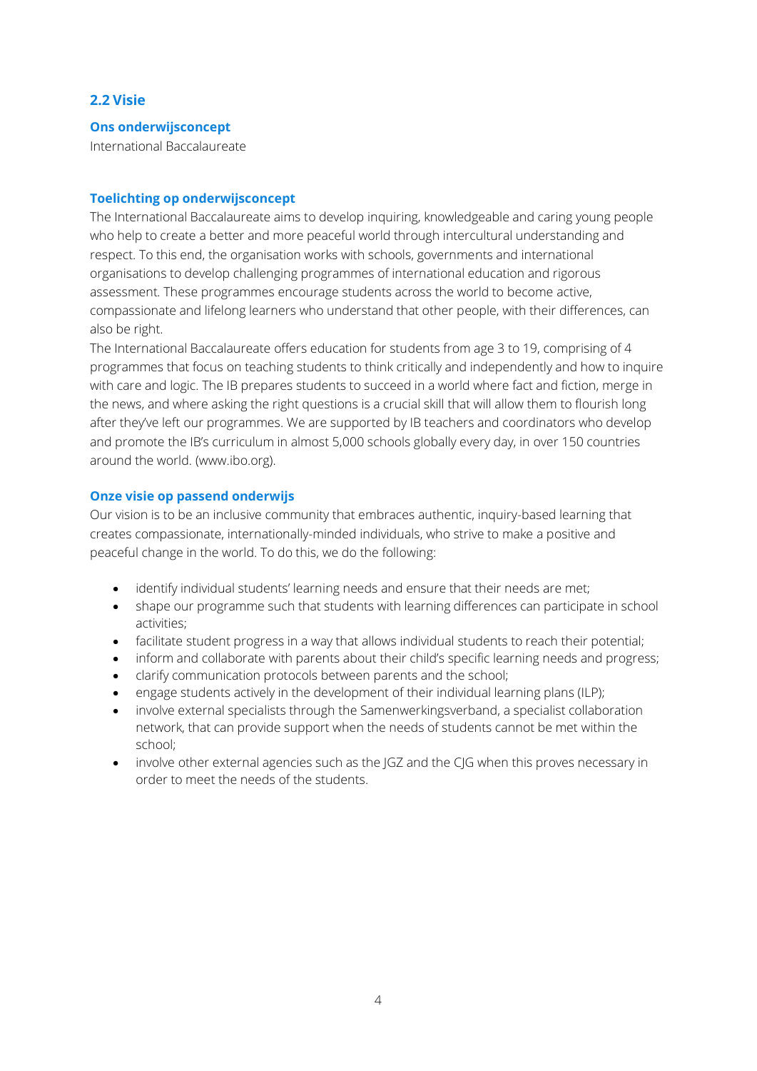## 2.2 Visie

### Ons onderwijsconcept

International Baccalaureate

### Toelichting op onderwijsconcept

The International Baccalaureate aims to develop inquiring, knowledgeable and caring young people who help to create a better and more peaceful world through intercultural understanding and respect. To this end, the organisation works with schools, governments and international organisations to develop challenging programmes of international education and rigorous assessment. These programmes encourage students across the world to become active, compassionate and lifelong learners who understand that other people, with their differences, can also be right.

The International Baccalaureate offers education for students from age 3 to 19, comprising of 4 programmes that focus on teaching students to think critically and independently and how to inquire with care and logic. The IB prepares students to succeed in a world where fact and fiction, merge in the news, and where asking the right questions is a crucial skill that will allow them to flourish long after they've left our programmes. We are supported by IB teachers and coordinators who develop and promote the IB's curriculum in almost 5,000 schools globally every day, in over 150 countries around the world. (www.ibo.org).

### Onze visie op passend onderwijs

Our vision is to be an inclusive community that embraces authentic, inquiry-based learning that creates compassionate, internationally-minded individuals, who strive to make a positive and peaceful change in the world. To do this, we do the following:

- identify individual students' learning needs and ensure that their needs are met;
- shape our programme such that students with learning differences can participate in school activities;
- facilitate student progress in a way that allows individual students to reach their potential;
- inform and collaborate with parents about their child's specific learning needs and progress;
- clarify communication protocols between parents and the school;
- engage students actively in the development of their individual learning plans (ILP);
- involve external specialists through the Samenwerkingsverband, a specialist collaboration network, that can provide support when the needs of students cannot be met within the school;
- involve other external agencies such as the JGZ and the CJG when this proves necessary in order to meet the needs of the students.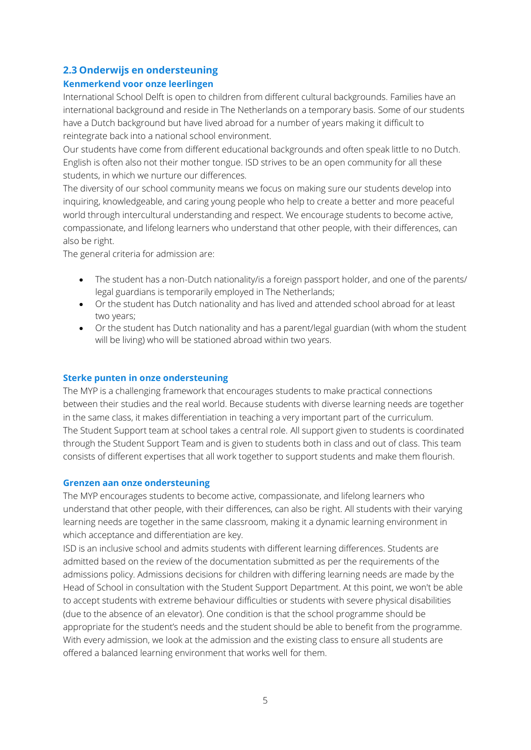## 2.3 Onderwijs en ondersteuning

### Kenmerkend voor onze leerlingen

International School Delft is open to children from different cultural backgrounds. Families have an international background and reside in The Netherlands on a temporary basis. Some of our students have a Dutch background but have lived abroad for a number of years making it difficult to reintegrate back into a national school environment.

Our students have come from different educational backgrounds and often speak little to no Dutch. English is often also not their mother tongue. ISD strives to be an open community for all these students, in which we nurture our differences.

The diversity of our school community means we focus on making sure our students develop into inquiring, knowledgeable, and caring young people who help to create a better and more peaceful world through intercultural understanding and respect. We encourage students to become active, compassionate, and lifelong learners who understand that other people, with their differences, can also be right.

The general criteria for admission are:

- The student has a non-Dutch nationality/is a foreign passport holder, and one of the parents/ legal guardians is temporarily employed in The Netherlands;
- Or the student has Dutch nationality and has lived and attended school abroad for at least two years;
- Or the student has Dutch nationality and has a parent/legal guardian (with whom the student will be living) who will be stationed abroad within two years.

### Sterke punten in onze ondersteuning

The MYP is a challenging framework that encourages students to make practical connections between their studies and the real world. Because students with diverse learning needs are together in the same class, it makes differentiation in teaching a very important part of the curriculum.

The Student Support team at school takes a central role. All support given to students is coordinated through the Student Support Team and is given to students both in class and out of class. This team consists of different expertises that all work together to support students and make them flourish.

### Grenzen aan onze ondersteuning

The MYP encourages students to become active, compassionate, and lifelong learners who understand that other people, with their differences, can also be right. All students with their varying learning needs are together in the same classroom, making it a dynamic learning environment in which acceptance and differentiation are key.

ISD is an inclusive school and admits students with different learning differences. Students are admitted based on the review of the documentation submitted as per the requirements of the admissions policy. Admissions decisions for children with differing learning needs are made by the Head of School in consultation with the Student Support Department. At this point, we won't be able to accept students with extreme behaviour difficulties or students with severe physical disabilities (due to the absence of an elevator). One condition is that the school programme should be appropriate for the student's needs and the student should be able to benefit from the programme. With every admission, we look at the admission and the existing class to ensure all students are offered a balanced learning environment that works well for them.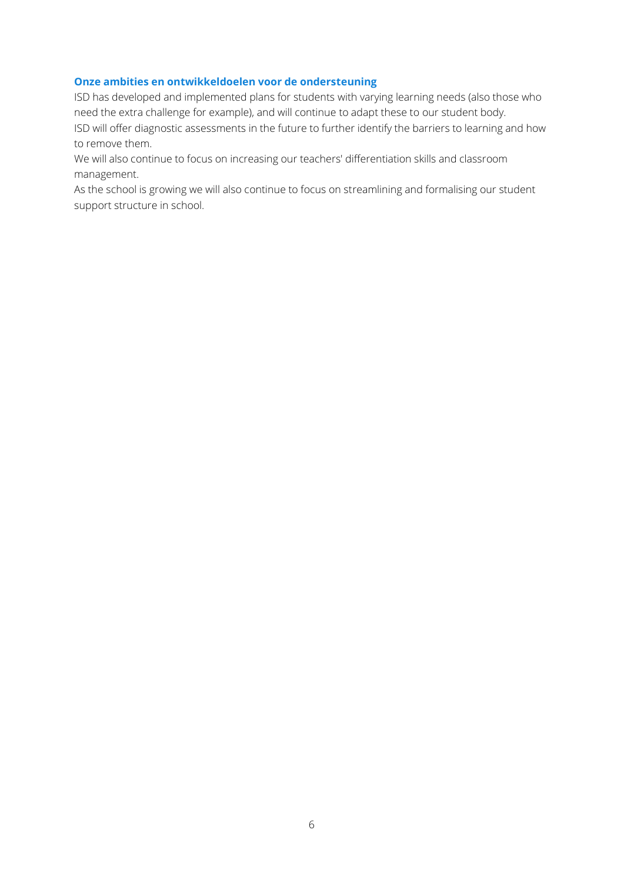### Onze ambities en ontwikkeldoelen voor de ondersteuning

ISD has developed and implemented plans for students with varying learning needs (also those who need the extra challenge for example), and will continue to adapt these to our student body.
ISD will offer diagnostic assessments in the future to further identify the barriers to learning and how to remove them.
We will also continue to focus on increasing our teachers' differentiation skills and classroom management.
As the school is growing we will also continue to focus on streamlining and formalising our student support structure in school.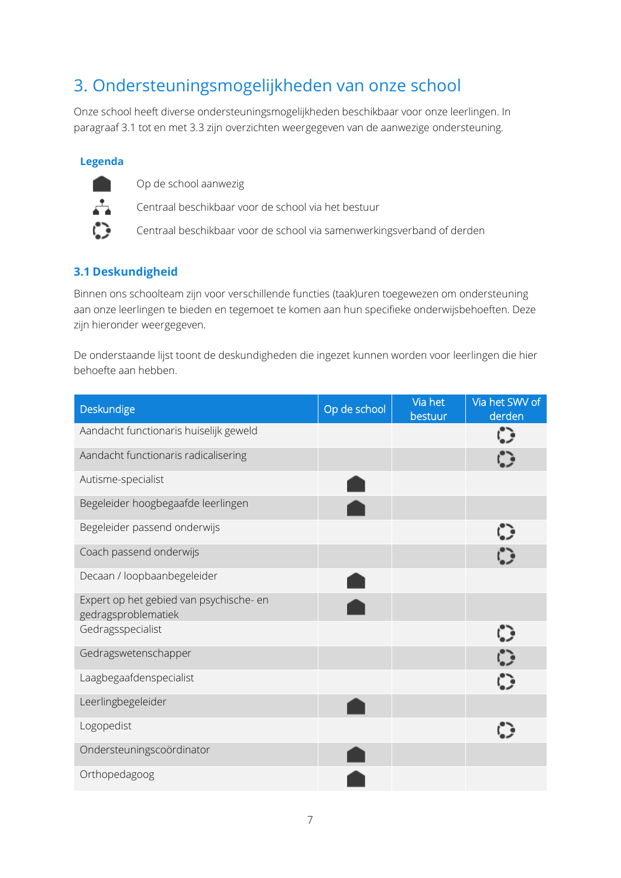# 3. Ondersteuningsmogelijkheden van onze school

Onze school heeft diverse ondersteuningsmogelijkheden beschikbaar voor onze leerlingen. In paragraaf 3.1 tot en met 3.3 zijn overzichten weergegeven van de aanwezige ondersteuning.

**Legenda**

| Symbool | Betekenis |
|---|---|
| ☗ | Op de school aanwezig |
| ⛙ | Centraal beschikbaar voor de school via het bestuur |
| ◌ | Centraal beschikbaar voor de school via samenwerkingsverband of derden |

## 3.1 Deskundigheid

Binnen ons schoolteam zijn voor verschillende functies (taak)uren toegewezen om ondersteuning aan onze leerlingen te bieden en tegemoet te komen aan hun specifieke onderwijsbehoeften. Deze zijn hieronder weergegeven.

De onderstaande lijst toont de deskundigheden die ingezet kunnen worden voor leerlingen die hier behoefte aan hebben.

| Deskundige | Op de school | Via het bestuur | Via het SWV of derden |
|---|---|---|---|
| Aandacht functionaris huiselijk geweld | | | ◌ |
| Aandacht functionaris radicalisering | | | ◌ |
| Autisme-specialist | ☗ | | |
| Begeleider hoogbegaafde leerlingen | ☗ | | |
| Begeleider passend onderwijs | | | ◌ |
| Coach passend onderwijs | | | ◌ |
| Decaan / loopbaanbegeleider | ☗ | | |
| Expert op het gebied van psychische- en gedragsproblematiek | ☗ | | |
| Gedragsspecialist | | | ◌ |
| Gedragswetenschapper | | | ◌ |
| Laagbegaafdenspecialist | | | ◌ |
| Leerlingbegeleider | ☗ | | |
| Logopedist | | | ◌ |
| Ondersteuningscoördinator | ☗ | | |
| Orthopedagoog | ☗ | | |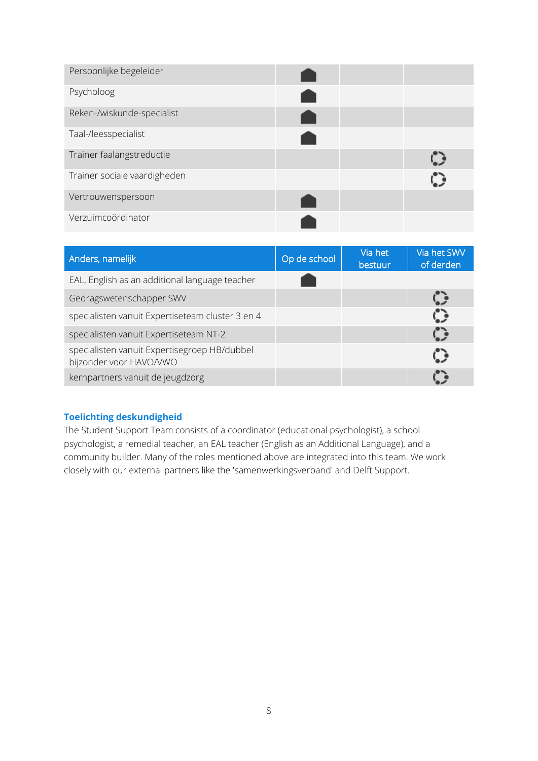| | Op de school | Via het bestuur | Via het SWV of derden |
|---|---|---|---|
| Persoonlijke begeleider | ☗ | | |
| Psycholoog | ☗ | | |
| Reken-/wiskunde-specialist | ☗ | | |
| Taal-/leesspecialist | ☗ | | |
| Trainer faalangstreductie | | | ◌ |
| Trainer sociale vaardigheden | | | ◌ |
| Vertrouwenspersoon | ☗ | | |
| Verzuimcoördinator | ☗ | | |

| Anders, namelijk | Op de school | Via het bestuur | Via het SWV of derden |
|---|---|---|---|
| EAL, English as an additional language teacher | ☗ | | |
| Gedragswetenschapper SWV | | | ◌ |
| specialisten vanuit Expertiseteam cluster 3 en 4 | | | ◌ |
| specialisten vanuit Expertiseteam NT-2 | | | ◌ |
| specialisten vanuit Expertisegroep HB/dubbel bijzonder voor HAVO/VWO | | | ◌ |
| kernpartners vanuit de jeugdzorg | | | ◌ |

### Toelichting deskundigheid

The Student Support Team consists of a coordinator (educational psychologist), a school psychologist, a remedial teacher, an EAL teacher (English as an Additional Language), and a community builder. Many of the roles mentioned above are integrated into this team. We work closely with our external partners like the 'samenwerkingsverband' and Delft Support.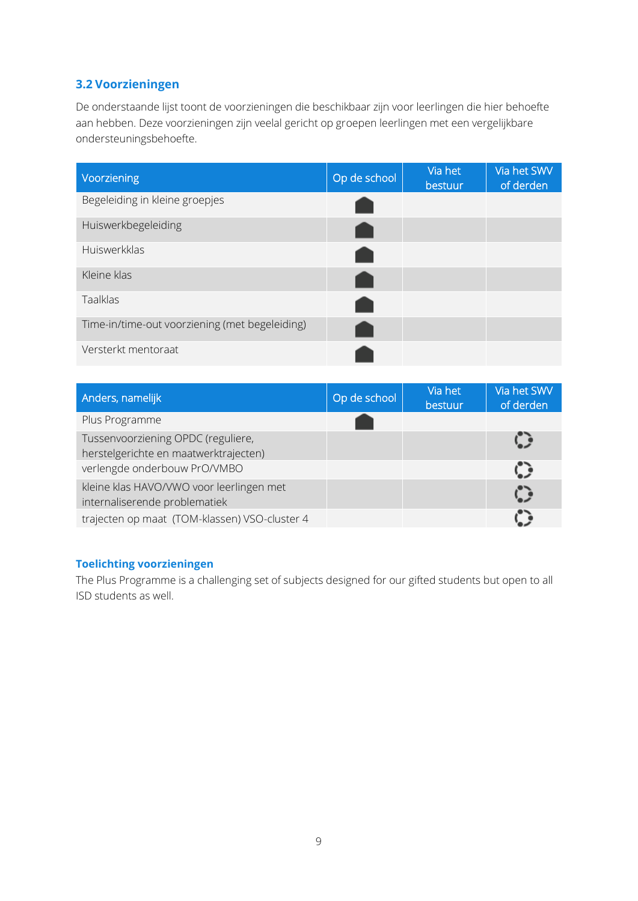### 3.2 Voorzieningen

De onderstaande lijst toont de voorzieningen die beschikbaar zijn voor leerlingen die hier behoefte aan hebben. Deze voorzieningen zijn veelal gericht op groepen leerlingen met een vergelijkbare ondersteuningsbehoefte.

| Voorziening | Op de school | Via het bestuur | Via het SWV of derden |
|---|---|---|---|
| Begeleiding in kleine groepjes | ● | | |
| Huiswerkbegeleiding | ● | | |
| Huiswerkklas | ● | | |
| Kleine klas | ● | | |
| Taalklas | ● | | |
| Time-in/time-out voorziening (met begeleiding) | ● | | |
| Versterkt mentoraat | ● | | |

| Anders, namelijk | Op de school | Via het bestuur | Via het SWV of derden |
|---|---|---|---|
| Plus Programme | ● | | |
| Tussenvoorziening OPDC (reguliere, herstelgerichte en maatwerktrajecten) | | | ● |
| verlengde onderbouw PrO/VMBO | | | ● |
| kleine klas HAVO/VWO voor leerlingen met internaliserende problematiek | | | ● |
| trajecten op maat (TOM-klassen) VSO-cluster 4 | | | ● |

#### Toelichting voorzieningen

The Plus Programme is a challenging set of subjects designed for our gifted students but open to all ISD students as well.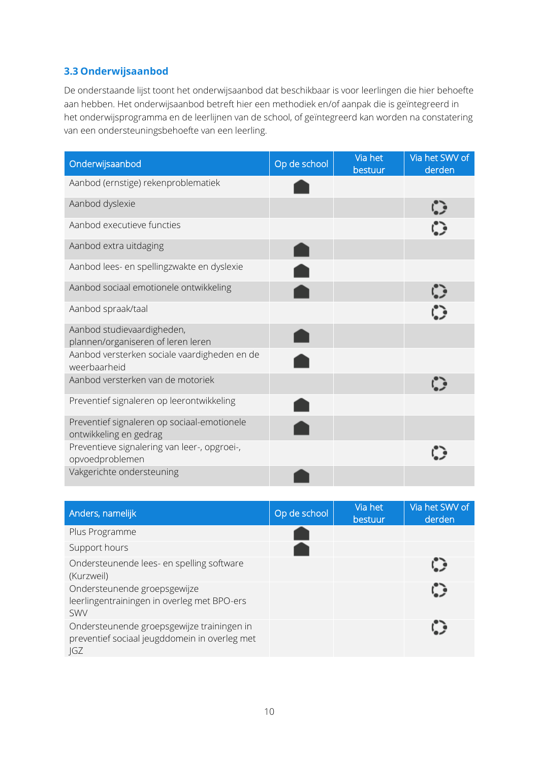### 3.3 Onderwijsaanbod

De onderstaande lijst toont het onderwijsaanbod dat beschikbaar is voor leerlingen die hier behoefte aan hebben. Het onderwijsaanbod betreft hier een methodiek en/of aanpak die is geïntegreerd in het onderwijsprogramma en de leerlijnen van de school, of geïntegreerd kan worden na constatering van een ondersteuningsbehoefte van een leerling.

| Onderwijsaanbod | Op de school | Via het bestuur | Via het SWV of derden |
|---|---|---|---|
| Aanbod (ernstige) rekenproblematiek | ● | | |
| Aanbod dyslexie | | | ● |
| Aanbod executieve functies | | | ● |
| Aanbod extra uitdaging | ● | | |
| Aanbod lees- en spellingzwakte en dyslexie | ● | | |
| Aanbod sociaal emotionele ontwikkeling | ● | | ● |
| Aanbod spraak/taal | | | ● |
| Aanbod studievaardigheden, plannen/organiseren of leren leren | ● | | |
| Aanbod versterken sociale vaardigheden en de weerbaarheid | ● | | |
| Aanbod versterken van de motoriek | | | ● |
| Preventief signaleren op leerontwikkeling | ● | | |
| Preventief signaleren op sociaal-emotionele ontwikkeling en gedrag | ● | | |
| Preventieve signalering van leer-, opgroei-, opvoedproblemen | | | ● |
| Vakgerichte ondersteuning | ● | | |

| Anders, namelijk | Op de school | Via het bestuur | Via het SWV of derden |
|---|---|---|---|
| Plus Programme | ● | | |
| Support hours | ● | | |
| Ondersteunende lees- en spelling software (Kurzweil) | | | ● |
| Ondersteunende groepsgewijze leerlingentrainingen in overleg met BPO-ers SWV | | | ● |
| Ondersteunende groepsgewijze trainingen in preventief sociaal jeugddomein in overleg met JGZ | | | ● |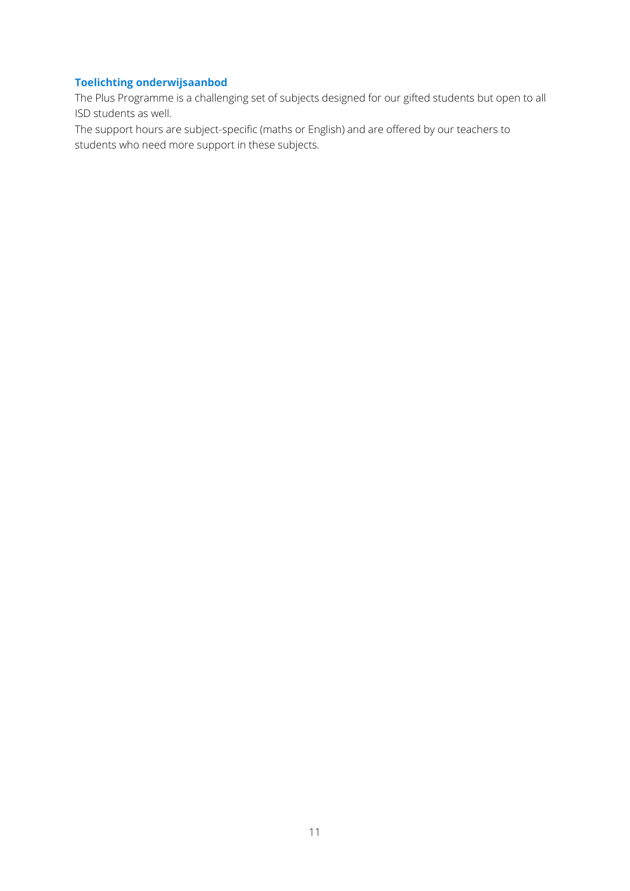### Toelichting onderwijsaanbod

The Plus Programme is a challenging set of subjects designed for our gifted students but open to all ISD students as well.
The support hours are subject-specific (maths or English) and are offered by our teachers to students who need more support in these subjects.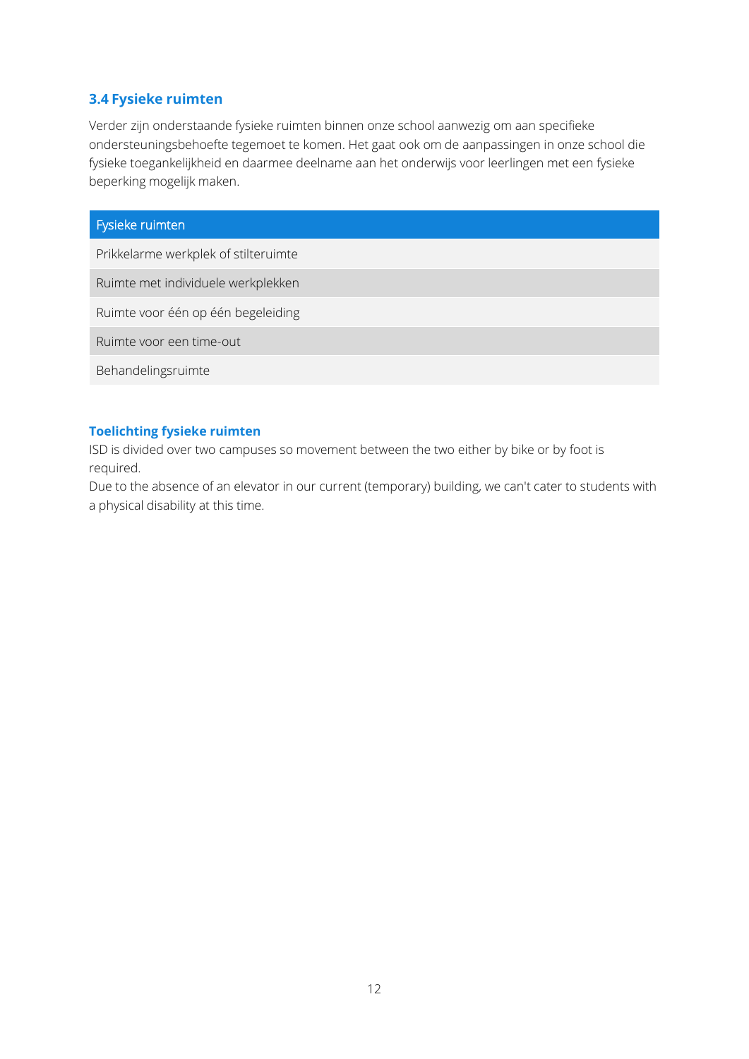### 3.4 Fysieke ruimten

Verder zijn onderstaande fysieke ruimten binnen onze school aanwezig om aan specifieke ondersteuningsbehoefte tegemoet te komen. Het gaat ook om de aanpassingen in onze school die fysieke toegankelijkheid en daarmee deelname aan het onderwijs voor leerlingen met een fysieke beperking mogelijk maken.

| Fysieke ruimten |
| --- |
| Prikkelarme werkplek of stilteruimte |
| Ruimte met individuele werkplekken |
| Ruimte voor één op één begeleiding |
| Ruimte voor een time-out |
| Behandelingsruimte |

#### Toelichting fysieke ruimten

ISD is divided over two campuses so movement between the two either by bike or by foot is required.
Due to the absence of an elevator in our current (temporary) building, we can't cater to students with a physical disability at this time.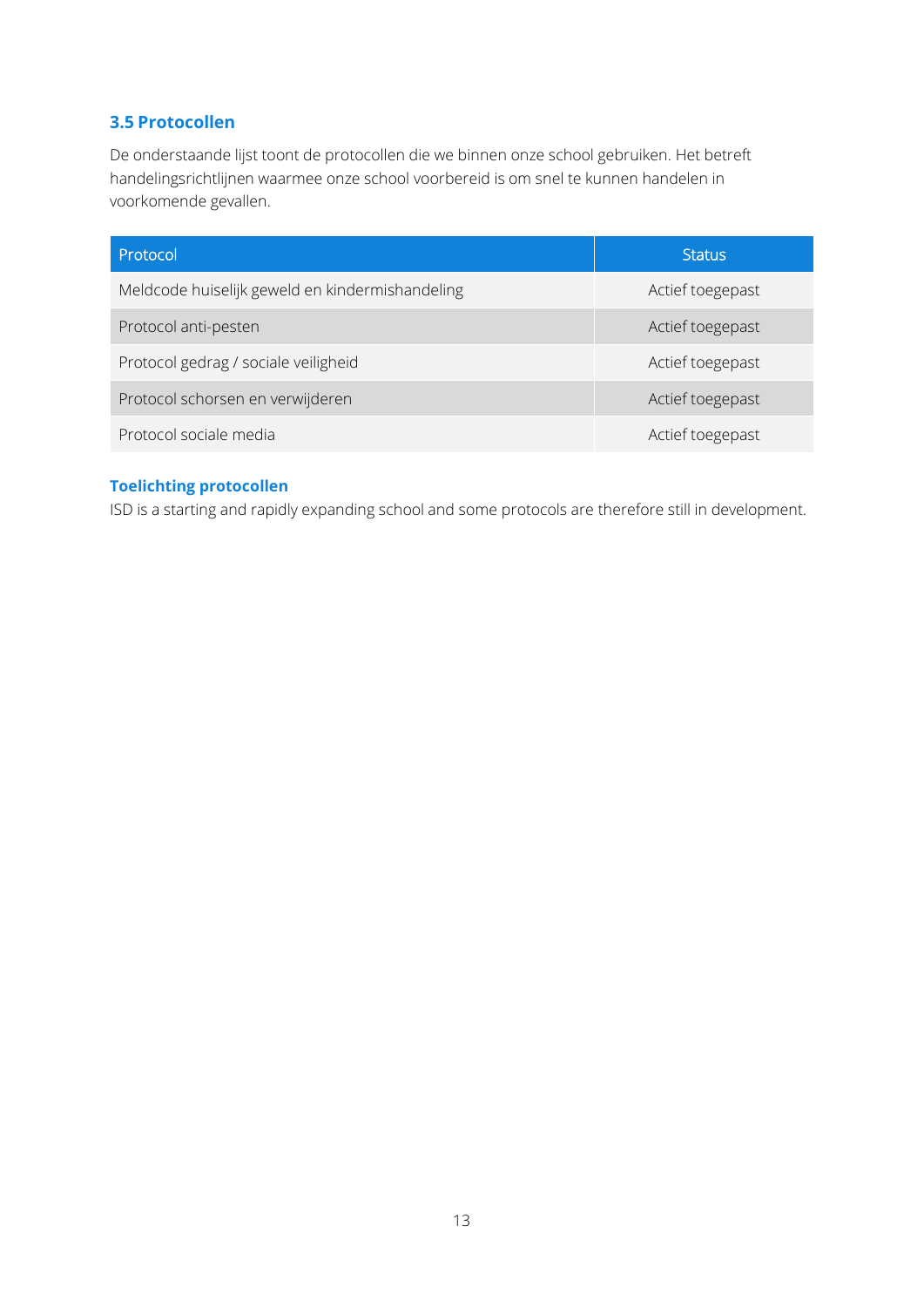### 3.5 Protocollen

De onderstaande lijst toont de protocollen die we binnen onze school gebruiken. Het betreft handelingsrichtlijnen waarmee onze school voorbereid is om snel te kunnen handelen in voorkomende gevallen.

| Protocol | Status |
| --- | --- |
| Meldcode huiselijk geweld en kindermishandeling | Actief toegepast |
| Protocol anti-pesten | Actief toegepast |
| Protocol gedrag / sociale veiligheid | Actief toegepast |
| Protocol schorsen en verwijderen | Actief toegepast |
| Protocol sociale media | Actief toegepast |

#### Toelichting protocollen

ISD is a starting and rapidly expanding school and some protocols are therefore still in development.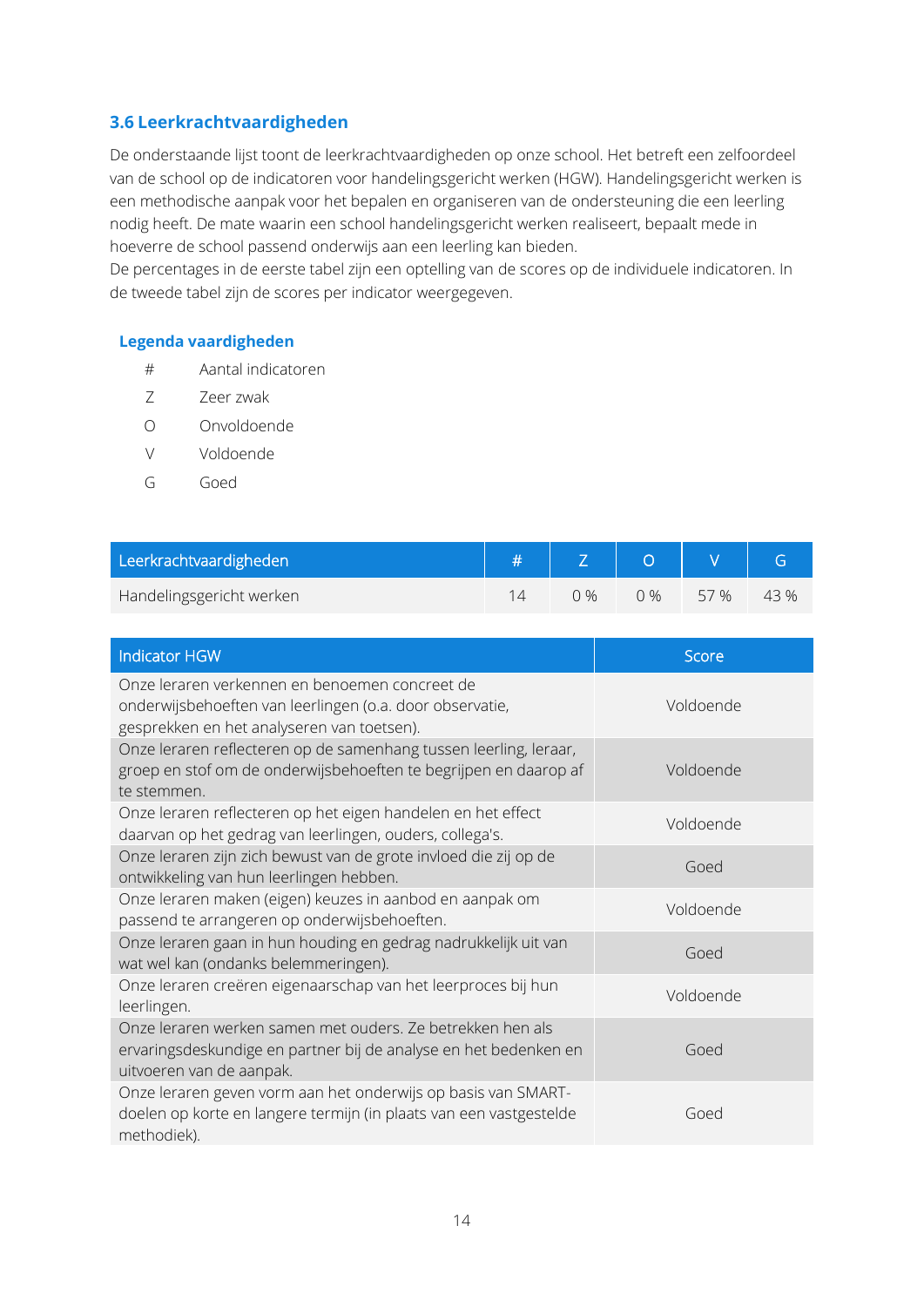### 3.6 Leerkrachtvaardigheden

De onderstaande lijst toont de leerkrachtvaardigheden op onze school. Het betreft een zelfoordeel van de school op de indicatoren voor handelingsgericht werken (HGW). Handelingsgericht werken is een methodische aanpak voor het bepalen en organiseren van de ondersteuning die een leerling nodig heeft. De mate waarin een school handelingsgericht werken realiseert, bepaalt mede in hoeverre de school passend onderwijs aan een leerling kan bieden.
De percentages in de eerste tabel zijn een optelling van de scores op de individuele indicatoren. In de tweede tabel zijn de scores per indicator weergegeven.

#### Legenda vaardigheden

- # Aantal indicatoren
- Z Zeer zwak
- O Onvoldoende
- V Voldoende
- G Goed

| Leerkrachtvaardigheden | # | Z | O | V | G |
|---|---|---|---|---|---|
| Handelingsgericht werken | 14 | 0 % | 0 % | 57 % | 43 % |

| Indicator HGW | Score |
|---|---|
| Onze leraren verkennen en benoemen concreet de onderwijsbehoeften van leerlingen (o.a. door observatie, gesprekken en het analyseren van toetsen). | Voldoende |
| Onze leraren reflecteren op de samenhang tussen leerling, leraar, groep en stof om de onderwijsbehoeften te begrijpen en daarop af te stemmen. | Voldoende |
| Onze leraren reflecteren op het eigen handelen en het effect daarvan op het gedrag van leerlingen, ouders, collega's. | Voldoende |
| Onze leraren zijn zich bewust van de grote invloed die zij op de ontwikkeling van hun leerlingen hebben. | Goed |
| Onze leraren maken (eigen) keuzes in aanbod en aanpak om passend te arrangeren op onderwijsbehoeften. | Voldoende |
| Onze leraren gaan in hun houding en gedrag nadrukkelijk uit van wat wel kan (ondanks belemmeringen). | Goed |
| Onze leraren creëren eigenaarschap van het leerproces bij hun leerlingen. | Voldoende |
| Onze leraren werken samen met ouders. Ze betrekken hen als ervaringsdeskundige en partner bij de analyse en het bedenken en uitvoeren van de aanpak. | Goed |
| Onze leraren geven vorm aan het onderwijs op basis van SMART-doelen op korte en langere termijn (in plaats van een vastgestelde methodiek). | Goed |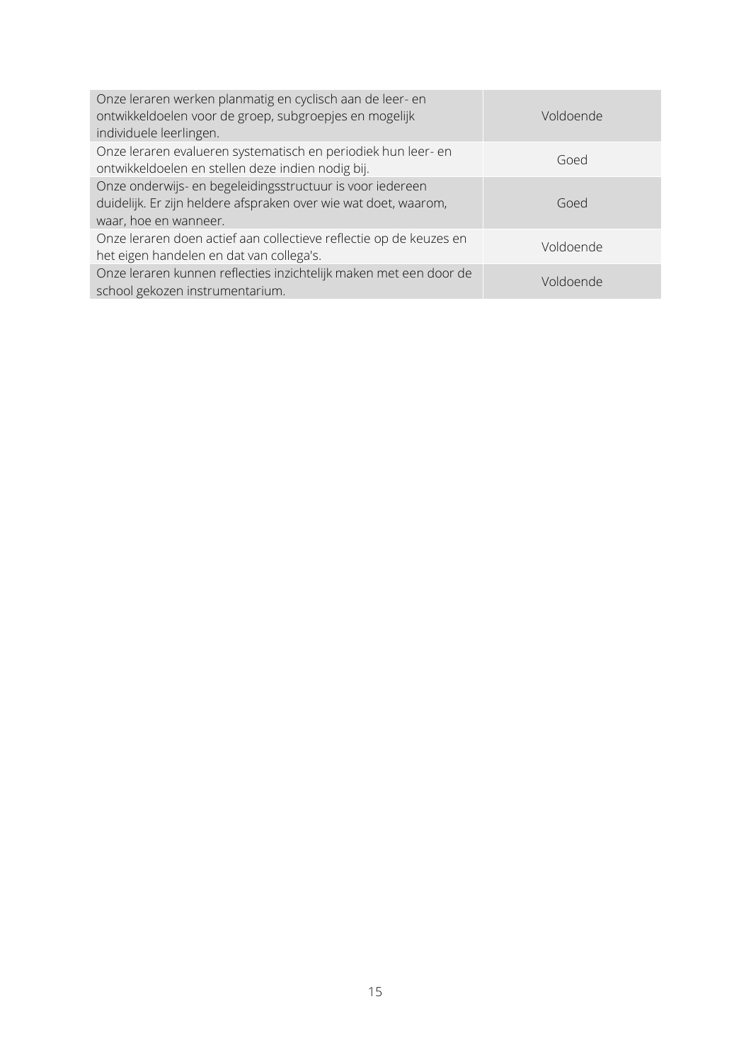| | |
|---|---|
| Onze leraren werken planmatig en cyclisch aan de leer- en ontwikkeldoelen voor de groep, subgroepjes en mogelijk individuele leerlingen. | Voldoende |
| Onze leraren evalueren systematisch en periodiek hun leer- en ontwikkeldoelen en stellen deze indien nodig bij. | Goed |
| Onze onderwijs- en begeleidingsstructuur is voor iedereen duidelijk. Er zijn heldere afspraken over wie wat doet, waarom, waar, hoe en wanneer. | Goed |
| Onze leraren doen actief aan collectieve reflectie op de keuzes en het eigen handelen en dat van collega's. | Voldoende |
| Onze leraren kunnen reflecties inzichtelijk maken met een door de school gekozen instrumentarium. | Voldoende |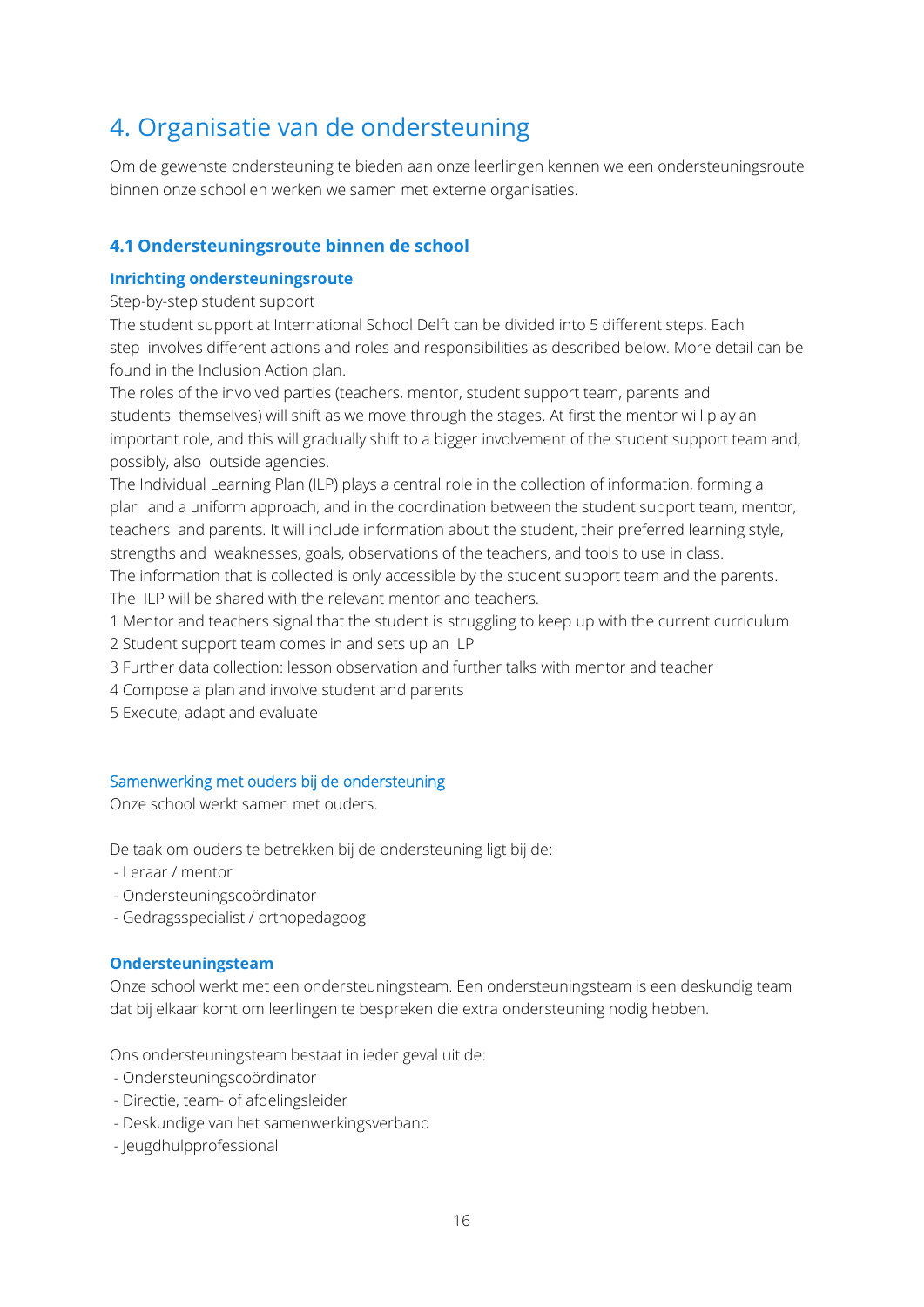# 4. Organisatie van de ondersteuning

Om de gewenste ondersteuning te bieden aan onze leerlingen kennen we een ondersteuningsroute binnen onze school en werken we samen met externe organisaties.

## 4.1 Ondersteuningsroute binnen de school

### Inrichting ondersteuningsroute

Step-by-step student support

The student support at International School Delft can be divided into 5 different steps. Each step involves different actions and roles and responsibilities as described below. More detail can be found in the Inclusion Action plan.

The roles of the involved parties (teachers, mentor, student support team, parents and students themselves) will shift as we move through the stages. At first the mentor will play an important role, and this will gradually shift to a bigger involvement of the student support team and, possibly, also outside agencies.

The Individual Learning Plan (ILP) plays a central role in the collection of information, forming a plan and a uniform approach, and in the coordination between the student support team, mentor, teachers and parents. It will include information about the student, their preferred learning style, strengths and weaknesses, goals, observations of the teachers, and tools to use in class.

The information that is collected is only accessible by the student support team and the parents. The ILP will be shared with the relevant mentor and teachers.

1 Mentor and teachers signal that the student is struggling to keep up with the current curriculum
2 Student support team comes in and sets up an ILP
3 Further data collection: lesson observation and further talks with mentor and teacher
4 Compose a plan and involve student and parents
5 Execute, adapt and evaluate

### Samenwerking met ouders bij de ondersteuning

Onze school werkt samen met ouders.

De taak om ouders te betrekken bij de ondersteuning ligt bij de:

- Leraar / mentor
- Ondersteuningscoördinator
- Gedragsspecialist / orthopedagoog

### Ondersteuningsteam

Onze school werkt met een ondersteuningsteam. Een ondersteuningsteam is een deskundig team dat bij elkaar komt om leerlingen te bespreken die extra ondersteuning nodig hebben.

Ons ondersteuningsteam bestaat in ieder geval uit de:

- Ondersteuningscoördinator
- Directie, team- of afdelingsleider
- Deskundige van het samenwerkingsverband
- Jeugdhulpprofessional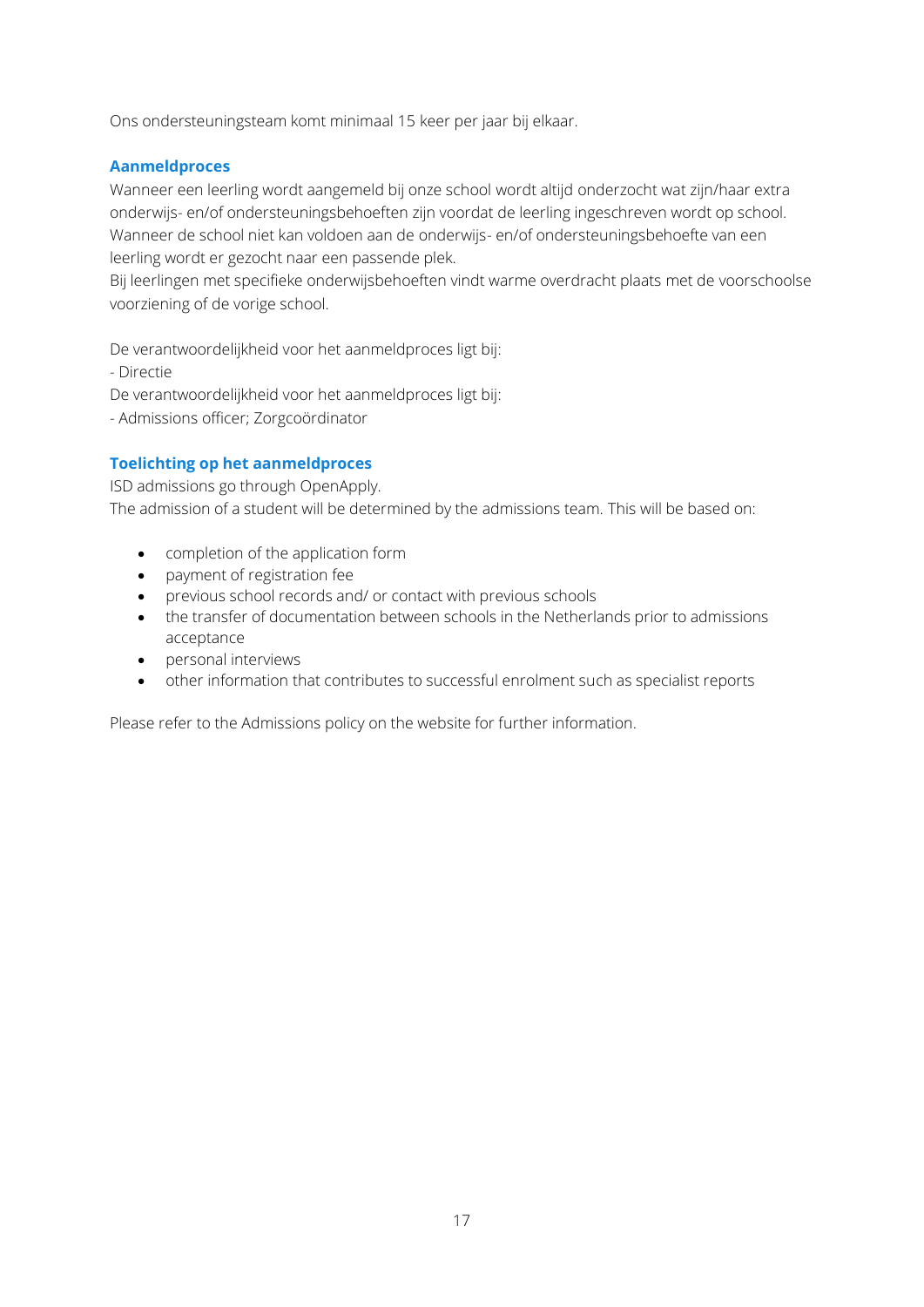Ons ondersteuningsteam komt minimaal 15 keer per jaar bij elkaar.

### Aanmeldproces

Wanneer een leerling wordt aangemeld bij onze school wordt altijd onderzocht wat zijn/haar extra onderwijs- en/of ondersteuningsbehoeften zijn voordat de leerling ingeschreven wordt op school. Wanneer de school niet kan voldoen aan de onderwijs- en/of ondersteuningsbehoefte van een leerling wordt er gezocht naar een passende plek.
Bij leerlingen met specifieke onderwijsbehoeften vindt warme overdracht plaats met de voorschoolse voorziening of de vorige school.

De verantwoordelijkheid voor het aanmeldproces ligt bij:
- Directie

De verantwoordelijkheid voor het aanmeldproces ligt bij:
- Admissions officer; Zorgcoördinator

### Toelichting op het aanmeldproces

ISD admissions go through OpenApply.
The admission of a student will be determined by the admissions team. This will be based on:

- completion of the application form
- payment of registration fee
- previous school records and/ or contact with previous schools
- the transfer of documentation between schools in the Netherlands prior to admissions acceptance
- personal interviews
- other information that contributes to successful enrolment such as specialist reports

Please refer to the Admissions policy on the website for further information.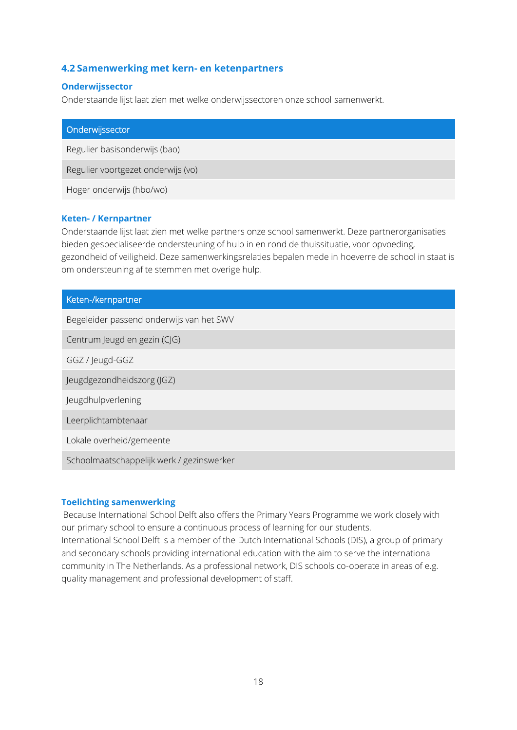## 4.2 Samenwerking met kern- en ketenpartners

### Onderwijssector

Onderstaande lijst laat zien met welke onderwijssectoren onze school samenwerkt.

| Onderwijssector |
| --- |
| Regulier basisonderwijs (bao) |
| Regulier voortgezet onderwijs (vo) |
| Hoger onderwijs (hbo/wo) |

### Keten- / Kernpartner

Onderstaande lijst laat zien met welke partners onze school samenwerkt. Deze partnerorganisaties bieden gespecialiseerde ondersteuning of hulp in en rond de thuissituatie, voor opvoeding, gezondheid of veiligheid. Deze samenwerkingsrelaties bepalen mede in hoeverre de school in staat is om ondersteuning af te stemmen met overige hulp.

| Keten-/kernpartner |
| --- |
| Begeleider passend onderwijs van het SWV |
| Centrum Jeugd en gezin (CJG) |
| GGZ / Jeugd-GGZ |
| Jeugdgezondheidszorg (JGZ) |
| Jeugdhulpverlening |
| Leerplichtambtenaar |
| Lokale overheid/gemeente |
| Schoolmaatschappelijk werk / gezinswerker |

### Toelichting samenwerking

Because International School Delft also offers the Primary Years Programme we work closely with our primary school to ensure a continuous process of learning for our students.
International School Delft is a member of the Dutch International Schools (DIS), a group of primary and secondary schools providing international education with the aim to serve the international community in The Netherlands. As a professional network, DIS schools co-operate in areas of e.g. quality management and professional development of staff.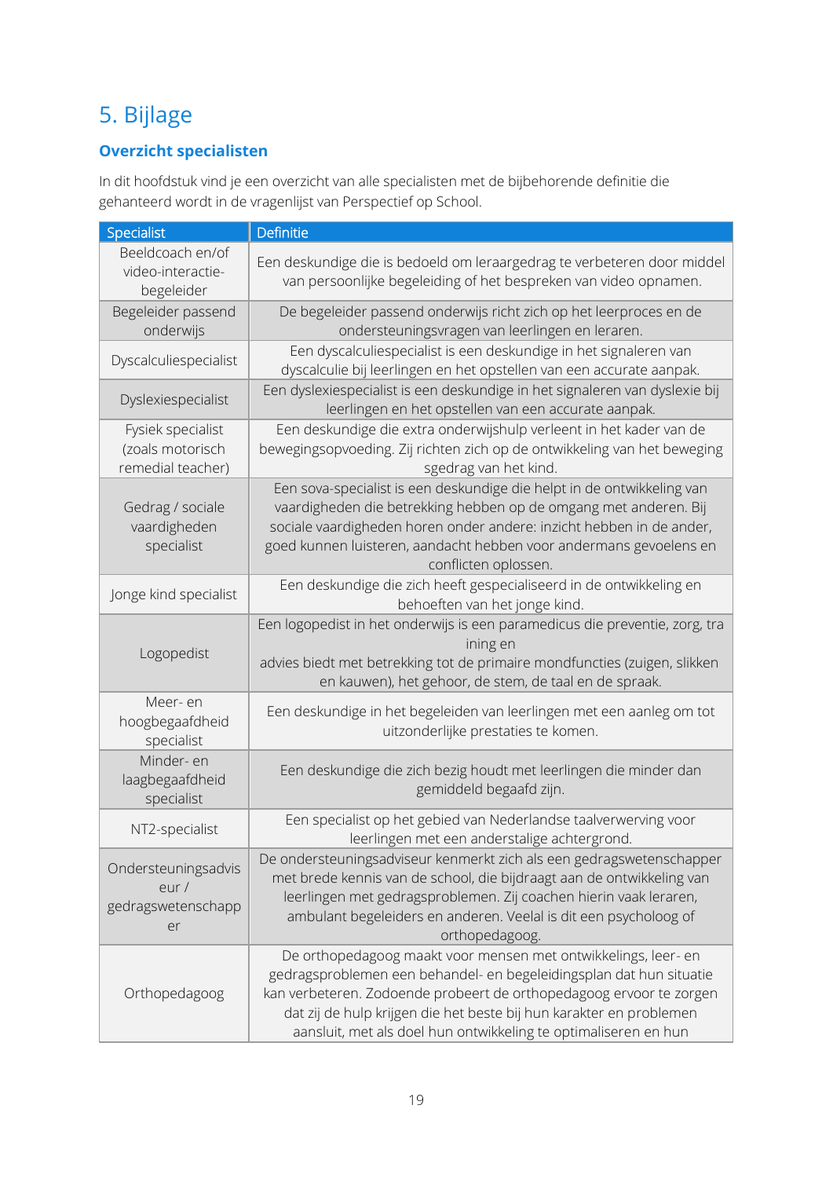# 5. Bijlage

## Overzicht specialisten

In dit hoofdstuk vind je een overzicht van alle specialisten met de bijbehorende definitie die gehanteerd wordt in de vragenlijst van Perspectief op School.

| Specialist | Definitie |
|---|---|
| Beeldcoach en/of video-interactie-begeleider | Een deskundige die is bedoeld om leraargedrag te verbeteren door middel van persoonlijke begeleiding of het bespreken van video opnamen. |
| Begeleider passend onderwijs | De begeleider passend onderwijs richt zich op het leerproces en de ondersteuningsvragen van leerlingen en leraren. |
| Dyscalculiespecialist | Een dyscalculiespecialist is een deskundige in het signaleren van dyscalculie bij leerlingen en het opstellen van een accurate aanpak. |
| Dyslexiespecialist | Een dyslexiespecialist is een deskundige in het signaleren van dyslexie bij leerlingen en het opstellen van een accurate aanpak. |
| Fysiek specialist (zoals motorisch remedial teacher) | Een deskundige die extra onderwijshulp verleent in het kader van de bewegingsopvoeding. Zij richten zich op de ontwikkeling van het bewegingsgedrag van het kind. |
| Gedrag / sociale vaardigheden specialist | Een sova-specialist is een deskundige die helpt in de ontwikkeling van vaardigheden die betrekking hebben op de omgang met anderen. Bij sociale vaardigheden horen onder andere: inzicht hebben in de ander, goed kunnen luisteren, aandacht hebben voor andermans gevoelens en conflicten oplossen. |
| Jonge kind specialist | Een deskundige die zich heeft gespecialiseerd in de ontwikkeling en behoeften van het jonge kind. |
| Logopedist | Een logopedist in het onderwijs is een paramedicus die preventie, zorg, training en advies biedt met betrekking tot de primaire mondfuncties (zuigen, slikken en kauwen), het gehoor, de stem, de taal en de spraak. |
| Meer- en hoogbegaafdheid specialist | Een deskundige in het begeleiden van leerlingen met een aanleg om tot uitzonderlijke prestaties te komen. |
| Minder- en laagbegaafdheid specialist | Een deskundige die zich bezig houdt met leerlingen die minder dan gemiddeld begaafd zijn. |
| NT2-specialist | Een specialist op het gebied van Nederlandse taalverwerving voor leerlingen met een anderstalige achtergrond. |
| Ondersteuningsadviseur / gedragswetenschapper | De ondersteuningsadviseur kenmerkt zich als een gedragswetenschapper met brede kennis van de school, die bijdraagt aan de ontwikkeling van leerlingen met gedragsproblemen. Zij coachen hierin vaak leraren, ambulant begeleiders en anderen. Veelal is dit een psycholoog of orthopedagoog. |
| Orthopedagoog | De orthopedagoog maakt voor mensen met ontwikkelings, leer- en gedragsproblemen een behandel- en begeleidingsplan dat hun situatie kan verbeteren. Zodoende probeert de orthopedagoog ervoor te zorgen dat zij de hulp krijgen die het beste bij hun karakter en problemen aansluit, met als doel hun ontwikkeling te optimaliseren en hun |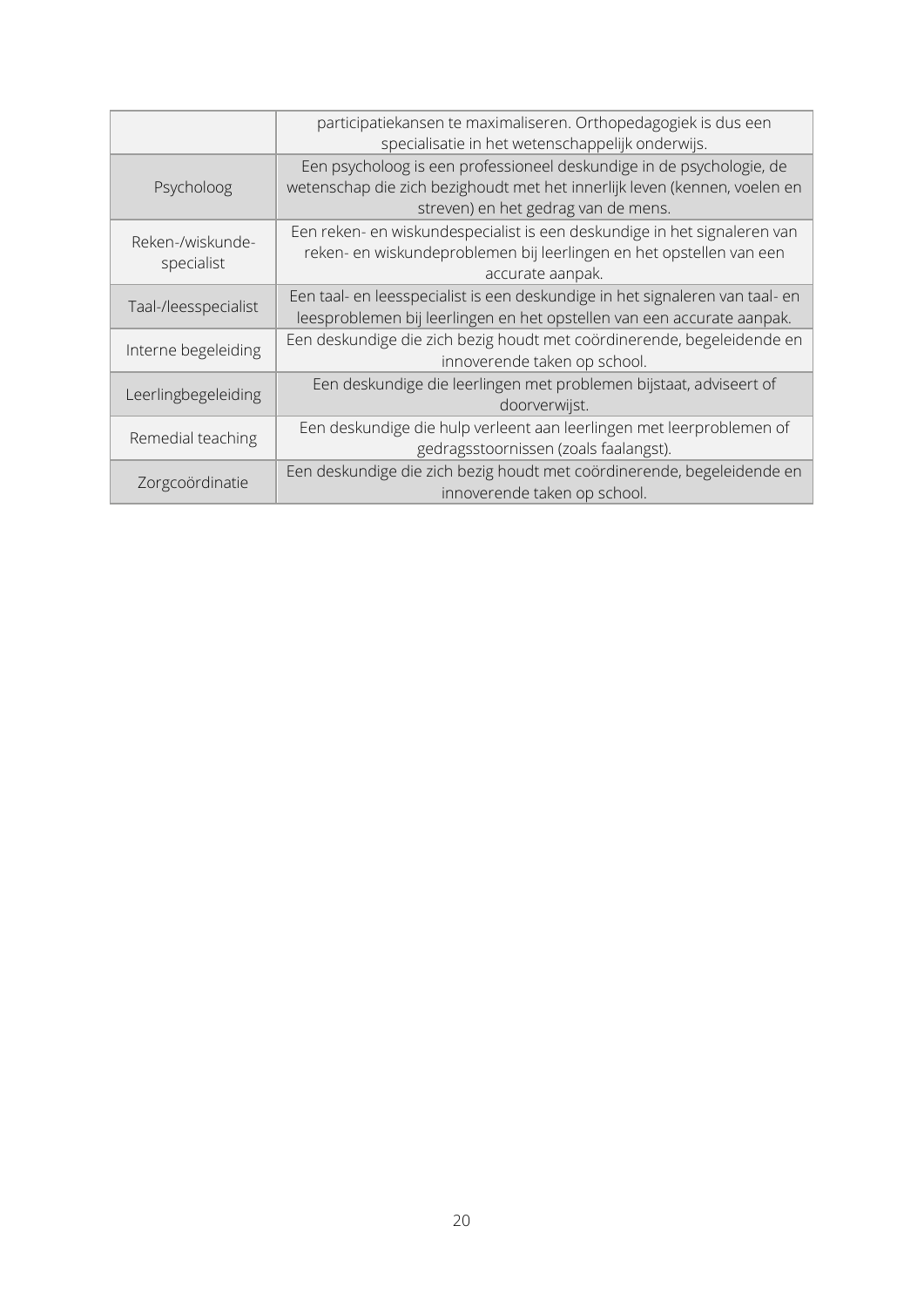| | |
|---|---|
| | participatiekansen te maximaliseren. Orthopedagogiek is dus een specialisatie in het wetenschappelijk onderwijs. |
| Psycholoog | Een psycholoog is een professioneel deskundige in de psychologie, de wetenschap die zich bezighoudt met het innerlijk leven (kennen, voelen en streven) en het gedrag van de mens. |
| Reken-/wiskunde-specialist | Een reken- en wiskundespecialist is een deskundige in het signaleren van reken- en wiskundeproblemen bij leerlingen en het opstellen van een accurate aanpak. |
| Taal-/leesspecialist | Een taal- en leesspecialist is een deskundige in het signaleren van taal- en leesproblemen bij leerlingen en het opstellen van een accurate aanpak. |
| Interne begeleiding | Een deskundige die zich bezig houdt met coördinerende, begeleidende en innoverende taken op school. |
| Leerlingbegeleiding | Een deskundige die leerlingen met problemen bijstaat, adviseert of doorverwijst. |
| Remedial teaching | Een deskundige die hulp verleent aan leerlingen met leerproblemen of gedragsstoornissen (zoals faalangst). |
| Zorgcoördinatie | Een deskundige die zich bezig houdt met coördinerende, begeleidende en innoverende taken op school. |